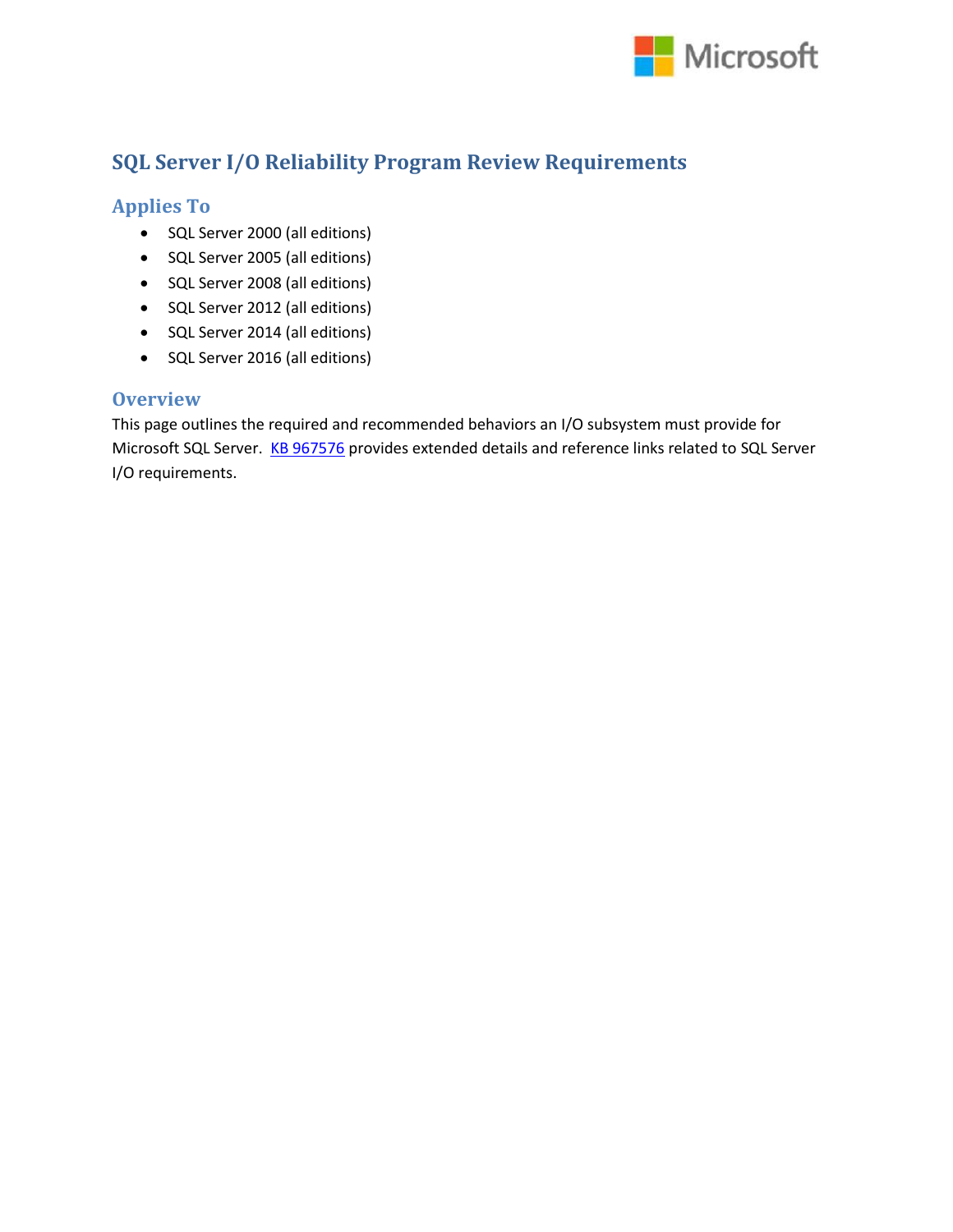# SQL Server I/O Reliability Program Review Requirements

## Applies To

- SQL Server 2000 (all editions)
- SQL Server 2005 (all editions)
- SQL Server 2008 (all editions)
- SQL Server 2012 (all editions)
- SQL Server 2014 (all editions)
- SQL Server 2016 (all editions)

## Overview

This page outlines the required and recommended behaviors an I/O subsystem must provide for Microsoft SQL Server. KB 967576 provides extended details and reference links related to SQL Server I/O requirements.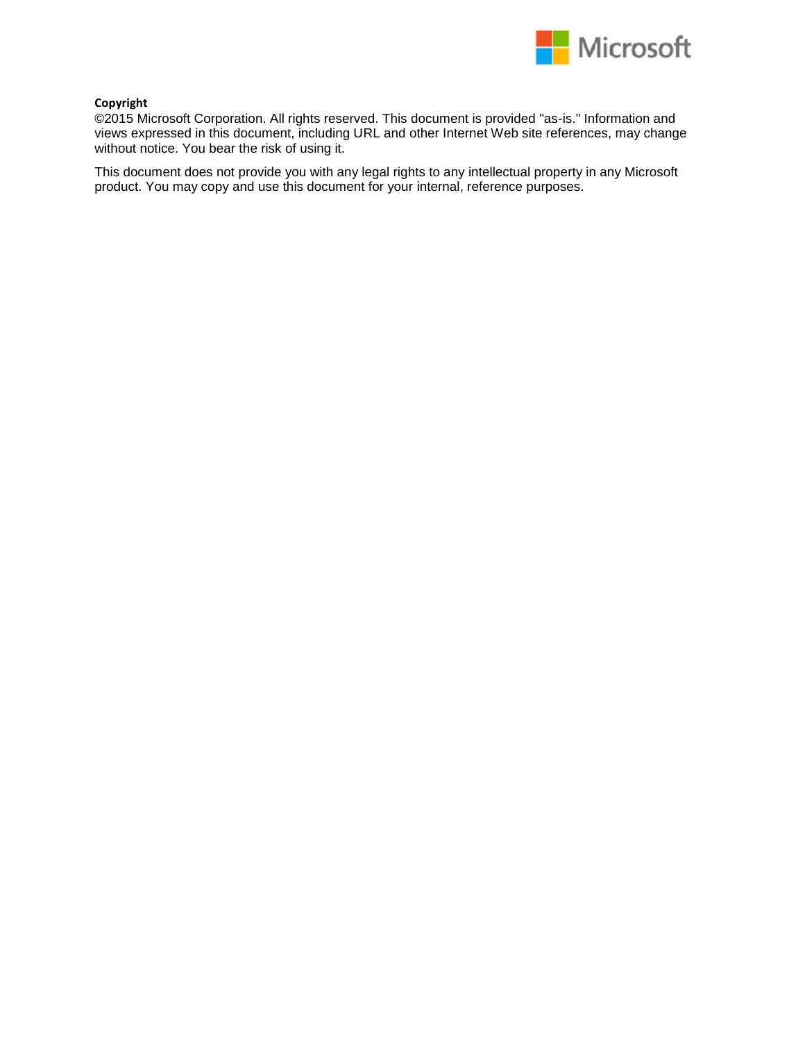**Copyright**

©2015 Microsoft Corporation. All rights reserved. This document is provided "as-is." Information and views expressed in this document, including URL and other Internet Web site references, may change without notice. You bear the risk of using it.

This document does not provide you with any legal rights to any intellectual property in any Microsoft product. You may copy and use this document for your internal, reference purposes.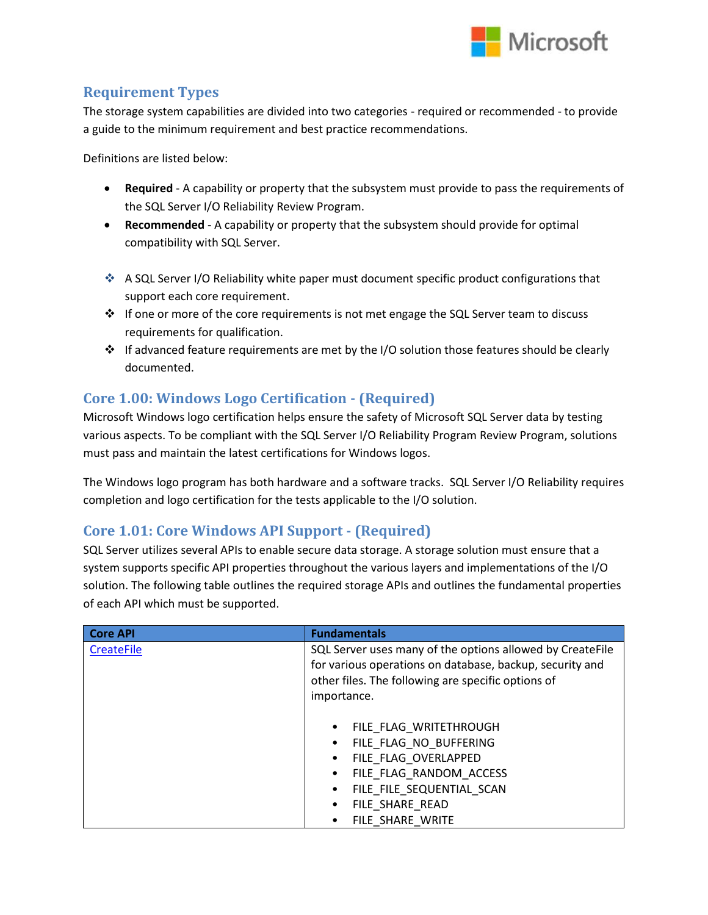## Requirement Types

The storage system capabilities are divided into two categories - required or recommended - to provide a guide to the minimum requirement and best practice recommendations.

Definitions are listed below:

- **Required** - A capability or property that the subsystem must provide to pass the requirements of the SQL Server I/O Reliability Review Program.
- **Recommended** - A capability or property that the subsystem should provide for optimal compatibility with SQL Server.

- A SQL Server I/O Reliability white paper must document specific product configurations that support each core requirement.
- If one or more of the core requirements is not met engage the SQL Server team to discuss requirements for qualification.
- If advanced feature requirements are met by the I/O solution those features should be clearly documented.

## Core 1.00: Windows Logo Certification - (Required)

Microsoft Windows logo certification helps ensure the safety of Microsoft SQL Server data by testing various aspects. To be compliant with the SQL Server I/O Reliability Program Review Program, solutions must pass and maintain the latest certifications for Windows logos.

The Windows logo program has both hardware and a software tracks. SQL Server I/O Reliability requires completion and logo certification for the tests applicable to the I/O solution.

## Core 1.01: Core Windows API Support - (Required)

SQL Server utilizes several APIs to enable secure data storage. A storage solution must ensure that a system supports specific API properties throughout the various layers and implementations of the I/O solution. The following table outlines the required storage APIs and outlines the fundamental properties of each API which must be supported.

| Core API | Fundamentals |
| --- | --- |
| CreateFile | SQL Server uses many of the options allowed by CreateFile for various operations on database, backup, security and other files. The following are specific options of importance.<br><br>• FILE_FLAG_WRITETHROUGH<br>• FILE_FLAG_NO_BUFFERING<br>• FILE_FLAG_OVERLAPPED<br>• FILE_FLAG_RANDOM_ACCESS<br>• FILE_FILE_SEQUENTIAL_SCAN<br>• FILE_SHARE_READ<br>• FILE_SHARE_WRITE |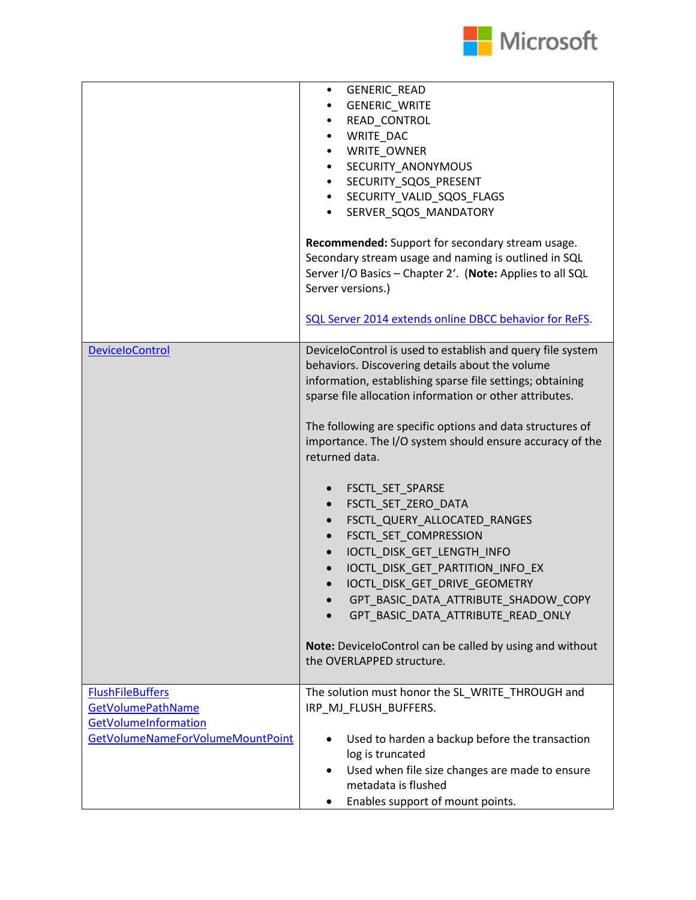| | |
|---|---|
| | • GENERIC_READ<br>• GENERIC_WRITE<br>• READ_CONTROL<br>• WRITE_DAC<br>• WRITE_OWNER<br>• SECURITY_ANONYMOUS<br>• SECURITY_SQOS_PRESENT<br>• SECURITY_VALID_SQOS_FLAGS<br>• SERVER_SQOS_MANDATORY<br><br>**Recommended:** Support for secondary stream usage. Secondary stream usage and naming is outlined in SQL Server I/O Basics – Chapter 2'. (**Note:** Applies to all SQL Server versions.)<br><br>[SQL Server 2014 extends online DBCC behavior for ReFS](). |
| [DeviceIoControl]() | DeviceIoControl is used to establish and query file system behaviors. Discovering details about the volume information, establishing sparse file settings; obtaining sparse file allocation information or other attributes.<br><br>The following are specific options and data structures of importance. The I/O system should ensure accuracy of the returned data.<br><br>• FSCTL_SET_SPARSE<br>• FSCTL_SET_ZERO_DATA<br>• FSCTL_QUERY_ALLOCATED_RANGES<br>• FSCTL_SET_COMPRESSION<br>• IOCTL_DISK_GET_LENGTH_INFO<br>• IOCTL_DISK_GET_PARTITION_INFO_EX<br>• IOCTL_DISK_GET_DRIVE_GEOMETRY<br>• GPT_BASIC_DATA_ATTRIBUTE_SHADOW_COPY<br>• GPT_BASIC_DATA_ATTRIBUTE_READ_ONLY<br><br>**Note:** DeviceIoControl can be called by using and without the OVERLAPPED structure. |
| [FlushFileBuffers]()<br>[GetVolumePathName]()<br>[GetVolumeInformation]()<br>[GetVolumeNameForVolumeMountPoint]() | The solution must honor the SL_WRITE_THROUGH and IRP_MJ_FLUSH_BUFFERS.<br><br>• Used to harden a backup before the transaction log is truncated<br>• Used when file size changes are made to ensure metadata is flushed<br>• Enables support of mount points. |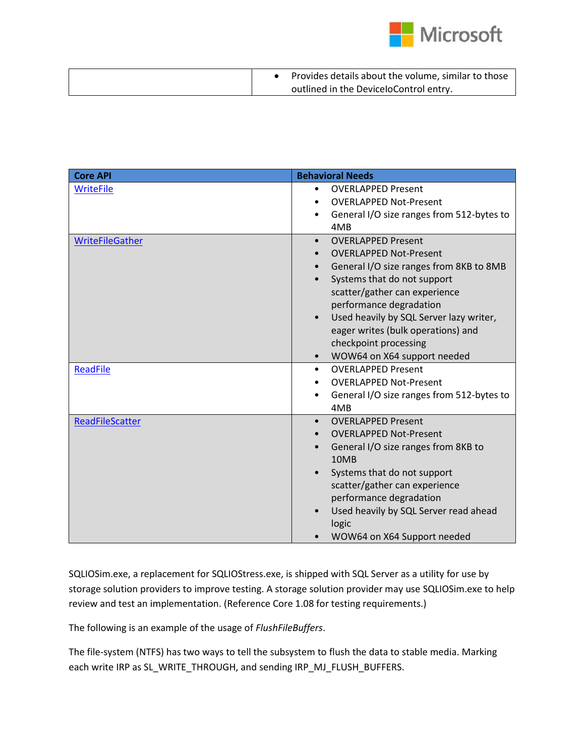| | |
|---|---|
| | • Provides details about the volume, similar to those outlined in the DeviceIoControl entry. |

| Core API | Behavioral Needs |
|---|---|
| WriteFile | • OVERLAPPED Present<br>• OVERLAPPED Not-Present<br>• General I/O size ranges from 512-bytes to 4MB |
| WriteFileGather | • OVERLAPPED Present<br>• OVERLAPPED Not-Present<br>• General I/O size ranges from 8KB to 8MB<br>• Systems that do not support scatter/gather can experience performance degradation<br>• Used heavily by SQL Server lazy writer, eager writes (bulk operations) and checkpoint processing<br>• WOW64 on X64 support needed |
| ReadFile | • OVERLAPPED Present<br>• OVERLAPPED Not-Present<br>• General I/O size ranges from 512-bytes to 4MB |
| ReadFileScatter | • OVERLAPPED Present<br>• OVERLAPPED Not-Present<br>• General I/O size ranges from 8KB to 10MB<br>• Systems that do not support scatter/gather can experience performance degradation<br>• Used heavily by SQL Server read ahead logic<br>• WOW64 on X64 Support needed |

SQLIOSim.exe, a replacement for SQLIOStress.exe, is shipped with SQL Server as a utility for use by storage solution providers to improve testing. A storage solution provider may use SQLIOSim.exe to help review and test an implementation. (Reference Core 1.08 for testing requirements.)

The following is an example of the usage of *FlushFileBuffers*.

The file-system (NTFS) has two ways to tell the subsystem to flush the data to stable media. Marking each write IRP as SL_WRITE_THROUGH, and sending IRP_MJ_FLUSH_BUFFERS.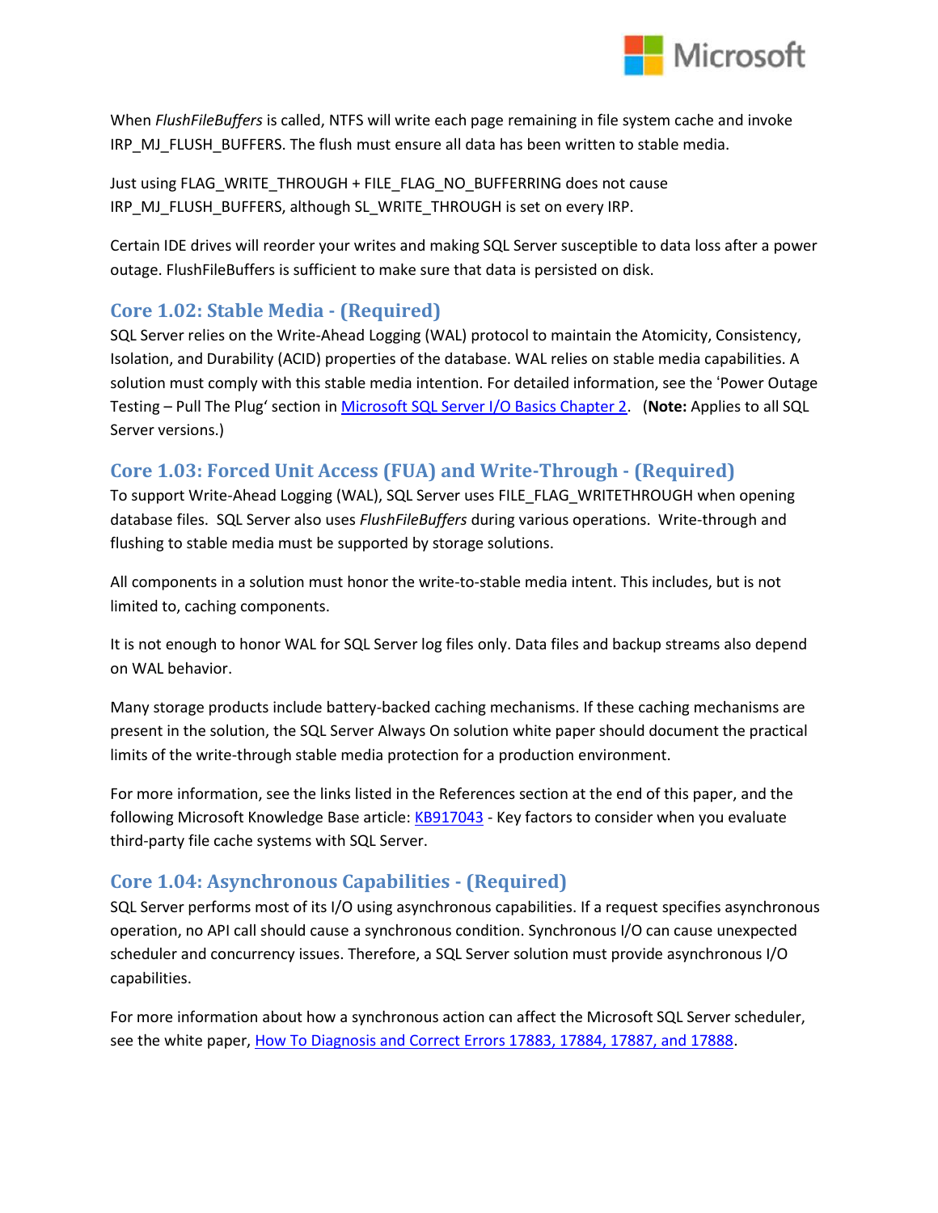When *FlushFileBuffers* is called, NTFS will write each page remaining in file system cache and invoke IRP_MJ_FLUSH_BUFFERS. The flush must ensure all data has been written to stable media.

Just using FLAG_WRITE_THROUGH + FILE_FLAG_NO_BUFFERRING does not cause IRP_MJ_FLUSH_BUFFERS, although SL_WRITE_THROUGH is set on every IRP.

Certain IDE drives will reorder your writes and making SQL Server susceptible to data loss after a power outage. FlushFileBuffers is sufficient to make sure that data is persisted on disk.

## Core 1.02: Stable Media - (Required)

SQL Server relies on the Write-Ahead Logging (WAL) protocol to maintain the Atomicity, Consistency, Isolation, and Durability (ACID) properties of the database. WAL relies on stable media capabilities. A solution must comply with this stable media intention. For detailed information, see the 'Power Outage Testing – Pull The Plug' section in [Microsoft SQL Server I/O Basics Chapter 2](). (**Note:** Applies to all SQL Server versions.)

## Core 1.03: Forced Unit Access (FUA) and Write-Through - (Required)

To support Write-Ahead Logging (WAL), SQL Server uses FILE_FLAG_WRITETHROUGH when opening database files. SQL Server also uses *FlushFileBuffers* during various operations. Write-through and flushing to stable media must be supported by storage solutions.

All components in a solution must honor the write-to-stable media intent. This includes, but is not limited to, caching components.

It is not enough to honor WAL for SQL Server log files only. Data files and backup streams also depend on WAL behavior.

Many storage products include battery-backed caching mechanisms. If these caching mechanisms are present in the solution, the SQL Server Always On solution white paper should document the practical limits of the write-through stable media protection for a production environment.

For more information, see the links listed in the References section at the end of this paper, and the following Microsoft Knowledge Base article: [KB917043]() - Key factors to consider when you evaluate third-party file cache systems with SQL Server.

## Core 1.04: Asynchronous Capabilities - (Required)

SQL Server performs most of its I/O using asynchronous capabilities. If a request specifies asynchronous operation, no API call should cause a synchronous condition. Synchronous I/O can cause unexpected scheduler and concurrency issues. Therefore, a SQL Server solution must provide asynchronous I/O capabilities.

For more information about how a synchronous action can affect the Microsoft SQL Server scheduler, see the white paper, [How To Diagnosis and Correct Errors 17883, 17884, 17887, and 17888]().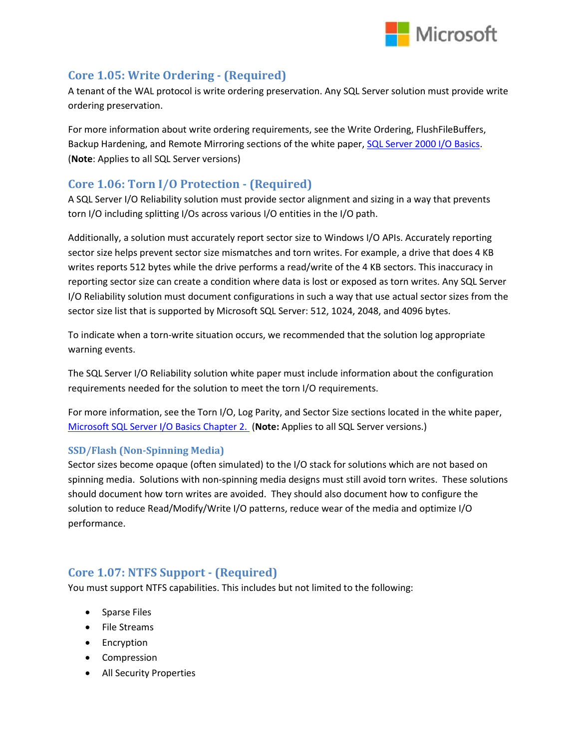## Core 1.05: Write Ordering - (Required)

A tenant of the WAL protocol is write ordering preservation. Any SQL Server solution must provide write ordering preservation.

For more information about write ordering requirements, see the Write Ordering, FlushFileBuffers, Backup Hardening, and Remote Mirroring sections of the white paper, [SQL Server 2000 I/O Basics](). (**Note**: Applies to all SQL Server versions)

## Core 1.06: Torn I/O Protection - (Required)

A SQL Server I/O Reliability solution must provide sector alignment and sizing in a way that prevents torn I/O including splitting I/Os across various I/O entities in the I/O path.

Additionally, a solution must accurately report sector size to Windows I/O APIs. Accurately reporting sector size helps prevent sector size mismatches and torn writes. For example, a drive that does 4 KB writes reports 512 bytes while the drive performs a read/write of the 4 KB sectors. This inaccuracy in reporting sector size can create a condition where data is lost or exposed as torn writes. Any SQL Server I/O Reliability solution must document configurations in such a way that use actual sector sizes from the sector size list that is supported by Microsoft SQL Server: 512, 1024, 2048, and 4096 bytes.

To indicate when a torn-write situation occurs, we recommended that the solution log appropriate warning events.

The SQL Server I/O Reliability solution white paper must include information about the configuration requirements needed for the solution to meet the torn I/O requirements.

For more information, see the Torn I/O, Log Parity, and Sector Size sections located in the white paper, [Microsoft SQL Server I/O Basics Chapter 2.]() (**Note:** Applies to all SQL Server versions.)

### SSD/Flash (Non-Spinning Media)

Sector sizes become opaque (often simulated) to the I/O stack for solutions which are not based on spinning media. Solutions with non-spinning media designs must still avoid torn writes. These solutions should document how torn writes are avoided. They should also document how to configure the solution to reduce Read/Modify/Write I/O patterns, reduce wear of the media and optimize I/O performance.

## Core 1.07: NTFS Support - (Required)

You must support NTFS capabilities. This includes but not limited to the following:

- Sparse Files
- File Streams
- Encryption
- Compression
- All Security Properties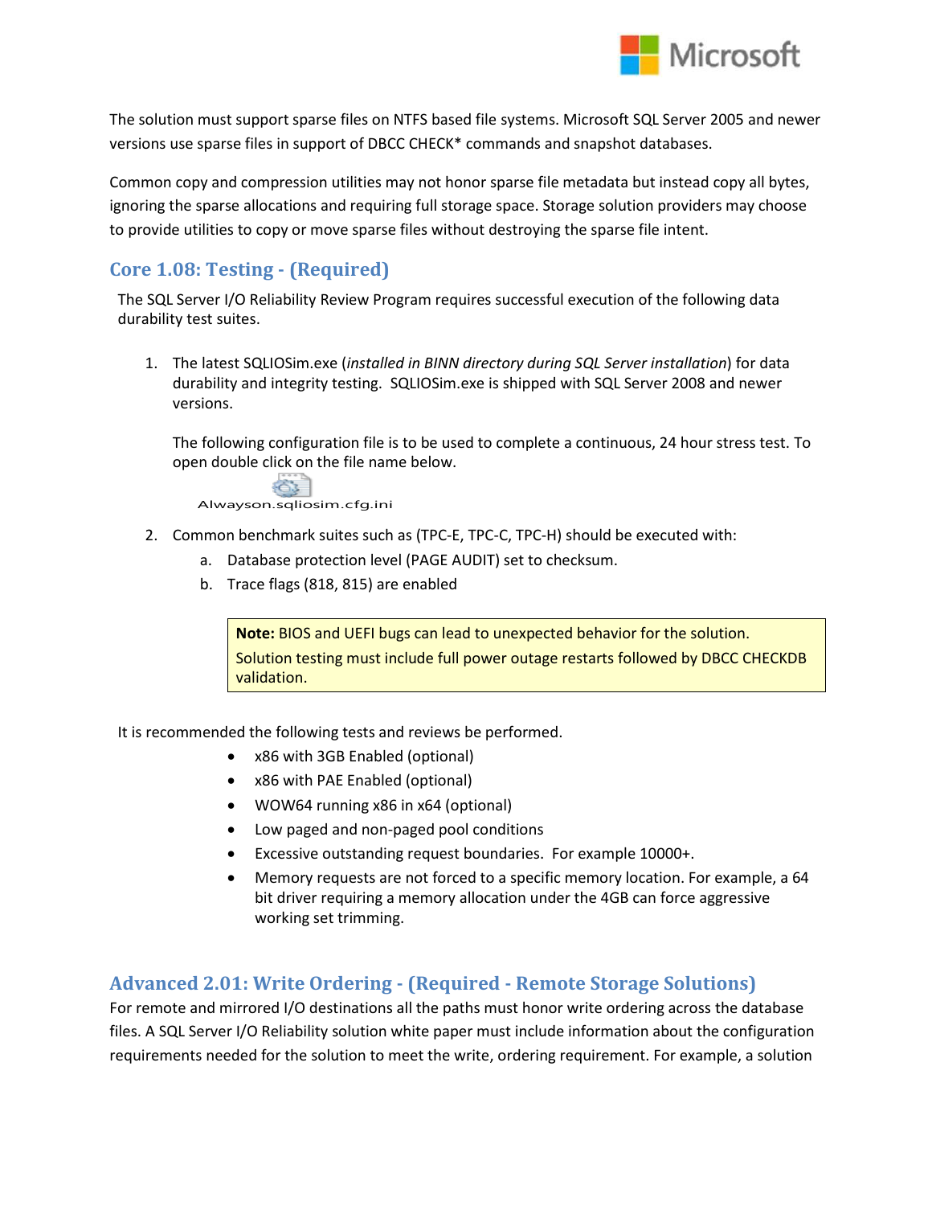The solution must support sparse files on NTFS based file systems. Microsoft SQL Server 2005 and newer versions use sparse files in support of DBCC CHECK* commands and snapshot databases.

Common copy and compression utilities may not honor sparse file metadata but instead copy all bytes, ignoring the sparse allocations and requiring full storage space. Storage solution providers may choose to provide utilities to copy or move sparse files without destroying the sparse file intent.

## Core 1.08: Testing - (Required)

The SQL Server I/O Reliability Review Program requires successful execution of the following data durability test suites.

1. The latest SQLIOSim.exe (*installed in BINN directory during SQL Server installation*) for data durability and integrity testing. SQLIOSim.exe is shipped with SQL Server 2008 and newer versions.

   The following configuration file is to be used to complete a continuous, 24 hour stress test. To open double click on the file name below.

   Alwayson.sqliosim.cfg.ini

2. Common benchmark suites such as (TPC-E, TPC-C, TPC-H) should be executed with:
   a. Database protection level (PAGE AUDIT) set to checksum.
   b. Trace flags (818, 815) are enabled

> **Note:** BIOS and UEFI bugs can lead to unexpected behavior for the solution.
> Solution testing must include full power outage restarts followed by DBCC CHECKDB validation.

It is recommended the following tests and reviews be performed.

- x86 with 3GB Enabled (optional)
- x86 with PAE Enabled (optional)
- WOW64 running x86 in x64 (optional)
- Low paged and non-paged pool conditions
- Excessive outstanding request boundaries. For example 10000+.
- Memory requests are not forced to a specific memory location. For example, a 64 bit driver requiring a memory allocation under the 4GB can force aggressive working set trimming.

## Advanced 2.01: Write Ordering - (Required - Remote Storage Solutions)

For remote and mirrored I/O destinations all the paths must honor write ordering across the database files. A SQL Server I/O Reliability solution white paper must include information about the configuration requirements needed for the solution to meet the write, ordering requirement. For example, a solution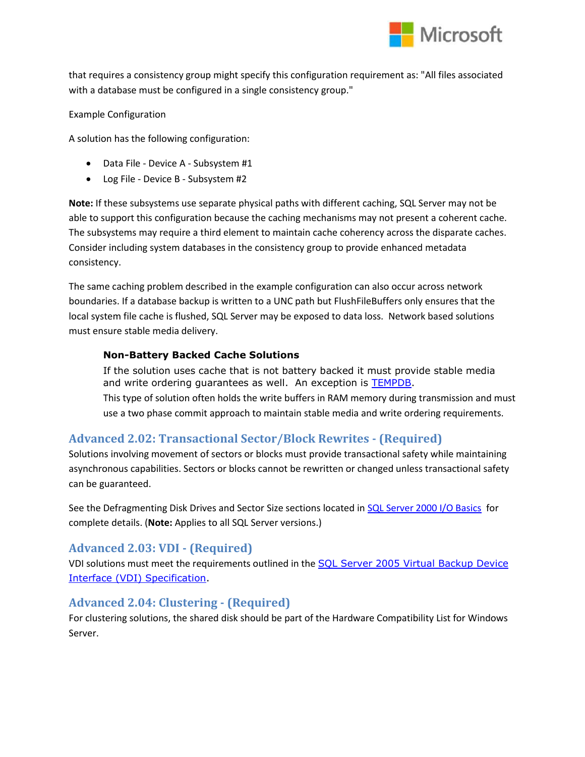that requires a consistency group might specify this configuration requirement as: "All files associated with a database must be configured in a single consistency group."

Example Configuration

A solution has the following configuration:

- Data File - Device A - Subsystem #1
- Log File - Device B - Subsystem #2

**Note:** If these subsystems use separate physical paths with different caching, SQL Server may not be able to support this configuration because the caching mechanisms may not present a coherent cache. The subsystems may require a third element to maintain cache coherency across the disparate caches. Consider including system databases in the consistency group to provide enhanced metadata consistency.

The same caching problem described in the example configuration can also occur across network boundaries. If a database backup is written to a UNC path but FlushFileBuffers only ensures that the local system file cache is flushed, SQL Server may be exposed to data loss. Network based solutions must ensure stable media delivery.

#### Non-Battery Backed Cache Solutions

If the solution uses cache that is not battery backed it must provide stable media and write ordering guarantees as well. An exception is TEMPDB.

This type of solution often holds the write buffers in RAM memory during transmission and must use a two phase commit approach to maintain stable media and write ordering requirements.

### Advanced 2.02: Transactional Sector/Block Rewrites - (Required)

Solutions involving movement of sectors or blocks must provide transactional safety while maintaining asynchronous capabilities. Sectors or blocks cannot be rewritten or changed unless transactional safety can be guaranteed.

See the Defragmenting Disk Drives and Sector Size sections located in SQL Server 2000 I/O Basics for complete details. (**Note:** Applies to all SQL Server versions.)

### Advanced 2.03: VDI - (Required)

VDI solutions must meet the requirements outlined in the SQL Server 2005 Virtual Backup Device Interface (VDI) Specification.

### Advanced 2.04: Clustering - (Required)

For clustering solutions, the shared disk should be part of the Hardware Compatibility List for Windows Server.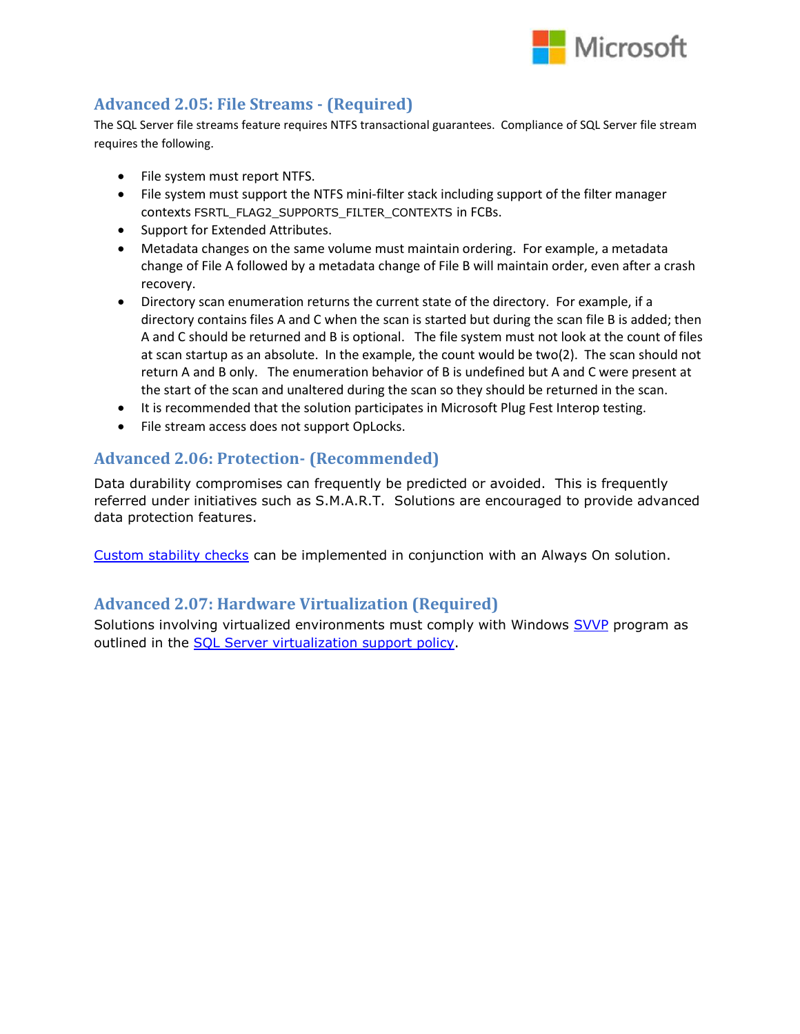## Advanced 2.05: File Streams - (Required)

The SQL Server file streams feature requires NTFS transactional guarantees. Compliance of SQL Server file stream requires the following.

- File system must report NTFS.
- File system must support the NTFS mini-filter stack including support of the filter manager contexts FSRTL_FLAG2_SUPPORTS_FILTER_CONTEXTS in FCBs.
- Support for Extended Attributes.
- Metadata changes on the same volume must maintain ordering. For example, a metadata change of File A followed by a metadata change of File B will maintain order, even after a crash recovery.
- Directory scan enumeration returns the current state of the directory. For example, if a directory contains files A and C when the scan is started but during the scan file B is added; then A and C should be returned and B is optional. The file system must not look at the count of files at scan startup as an absolute. In the example, the count would be two(2). The scan should not return A and B only. The enumeration behavior of B is undefined but A and C were present at the start of the scan and unaltered during the scan so they should be returned in the scan.
- It is recommended that the solution participates in Microsoft Plug Fest Interop testing.
- File stream access does not support OpLocks.

## Advanced 2.06: Protection- (Recommended)

Data durability compromises can frequently be predicted or avoided. This is frequently referred under initiatives such as S.M.A.R.T. Solutions are encouraged to provide advanced data protection features.

Custom stability checks can be implemented in conjunction with an Always On solution.

## Advanced 2.07: Hardware Virtualization (Required)

Solutions involving virtualized environments must comply with Windows SVVP program as outlined in the SQL Server virtualization support policy.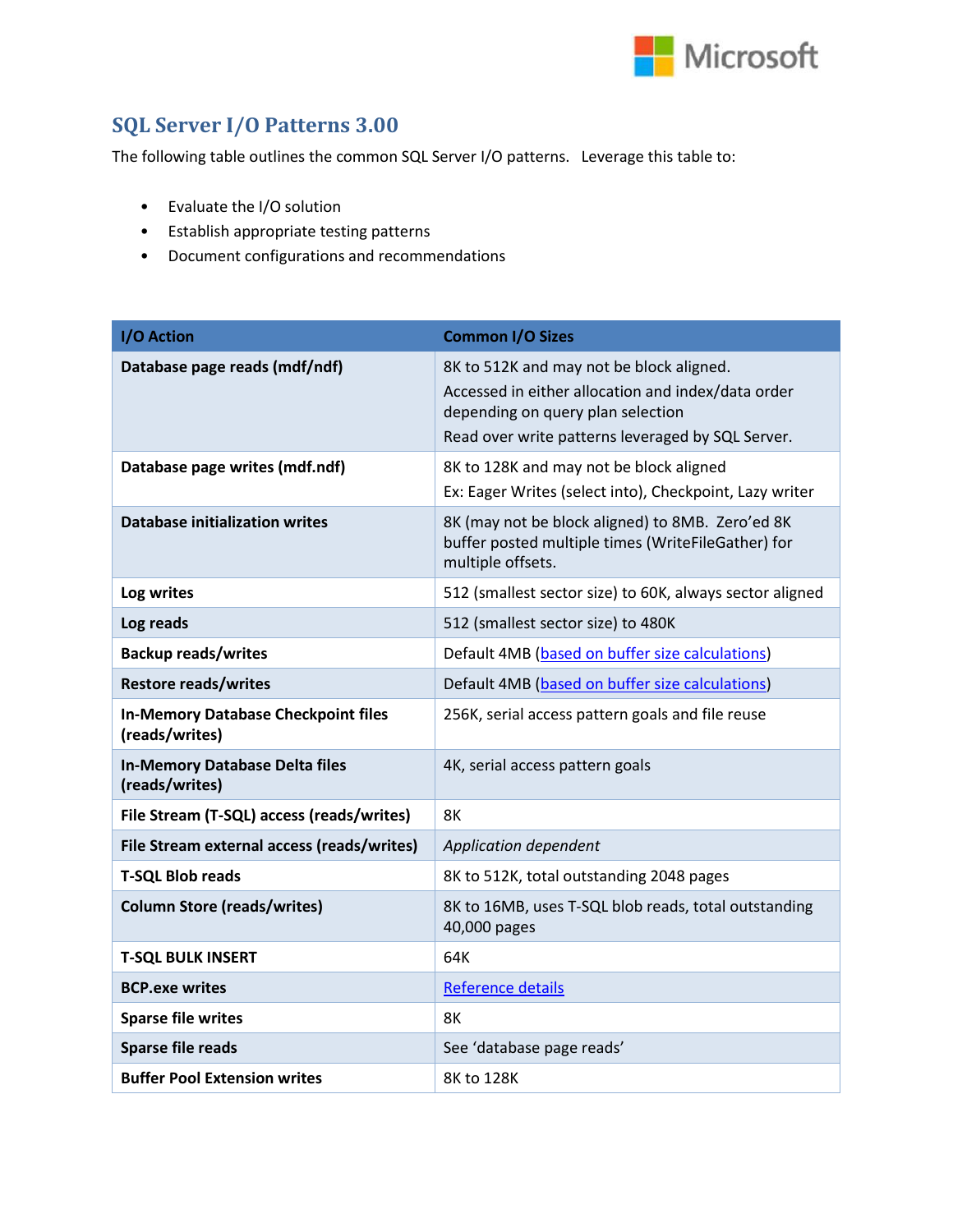## SQL Server I/O Patterns 3.00

The following table outlines the common SQL Server I/O patterns. Leverage this table to:

- Evaluate the I/O solution
- Establish appropriate testing patterns
- Document configurations and recommendations

| I/O Action | Common I/O Sizes |
|---|---|
| **Database page reads (mdf/ndf)** | 8K to 512K and may not be block aligned.<br>Accessed in either allocation and index/data order depending on query plan selection<br>Read over write patterns leveraged by SQL Server. |
| **Database page writes (mdf.ndf)** | 8K to 128K and may not be block aligned<br>Ex: Eager Writes (select into), Checkpoint, Lazy writer |
| **Database initialization writes** | 8K (may not be block aligned) to 8MB. Zero'ed 8K buffer posted multiple times (WriteFileGather) for multiple offsets. |
| **Log writes** | 512 (smallest sector size) to 60K, always sector aligned |
| **Log reads** | 512 (smallest sector size) to 480K |
| **Backup reads/writes** | Default 4MB (based on buffer size calculations) |
| **Restore reads/writes** | Default 4MB (based on buffer size calculations) |
| **In-Memory Database Checkpoint files (reads/writes)** | 256K, serial access pattern goals and file reuse |
| **In-Memory Database Delta files (reads/writes)** | 4K, serial access pattern goals |
| **File Stream (T-SQL) access (reads/writes)** | 8K |
| **File Stream external access (reads/writes)** | *Application dependent* |
| **T-SQL Blob reads** | 8K to 512K, total outstanding 2048 pages |
| **Column Store (reads/writes)** | 8K to 16MB, uses T-SQL blob reads, total outstanding 40,000 pages |
| **T-SQL BULK INSERT** | 64K |
| **BCP.exe writes** | Reference details |
| **Sparse file writes** | 8K |
| **Sparse file reads** | See 'database page reads' |
| **Buffer Pool Extension writes** | 8K to 128K |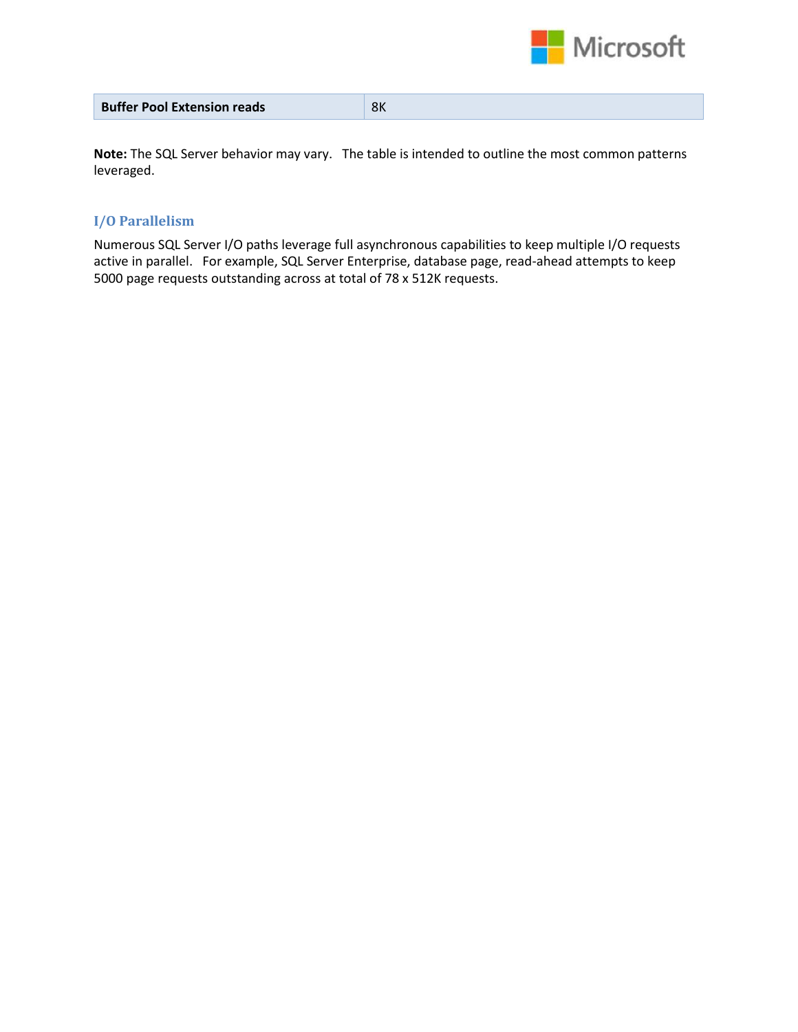| | |
|---|---|
| **Buffer Pool Extension reads** | 8K |

**Note:** The SQL Server behavior may vary. The table is intended to outline the most common patterns leveraged.

### I/O Parallelism

Numerous SQL Server I/O paths leverage full asynchronous capabilities to keep multiple I/O requests active in parallel. For example, SQL Server Enterprise, database page, read-ahead attempts to keep 5000 page requests outstanding across at total of 78 x 512K requests.